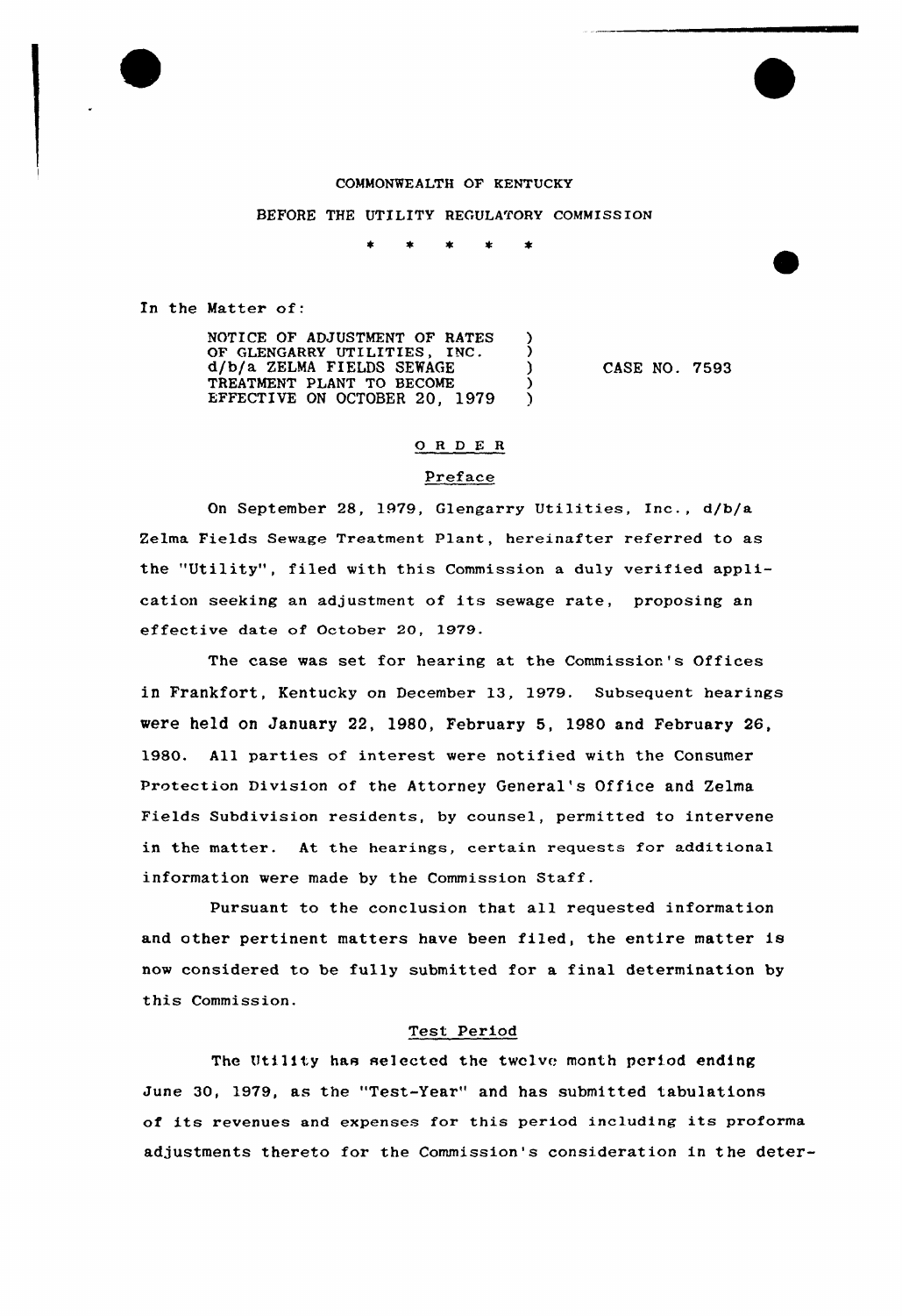COMMONWEALTH OF KENTUCKY

BEFORE THE UTILITY REGULATORY COMMISSION

\* \* \* \* \*

In the Matter of:

| | | |
|---|---|---|
| NOTICE OF ADJUSTMENT OF RATES OF GLENGARRY UTILITIES, INC. d/b/a ZELMA FIELDS SEWAGE TREATMENT PLANT TO BECOME EFFECTIVE ON OCTOBER 20, 1979 | ) ) ) ) ) | CASE NO. 7593 |

## ORDER

### Preface

On September 28, 1979, Glengarry Utilities, Inc., d/b/a Zelma Fields Sewage Treatment Plant, hereinafter referred to as the "Utility", filed with this Commission a duly verified application seeking an adjustment of its sewage rate, proposing an effective date of October 20, 1979.

The case was set for hearing at the Commission's Offices in Frankfort, Kentucky on December 13, 1979. Subsequent hearings were held on January 22, 1980, February 5, 1980 and February 26, 1980. All parties of interest were notified with the Consumer Protection Division of the Attorney General's Office and Zelma Fields Subdivision residents, by counsel, permitted to intervene in the matter. At the hearings, certain requests for additional information were made by the Commission Staff.

Pursuant to the conclusion that all requested information and other pertinent matters have been filed, the entire matter is now considered to be fully submitted for a final determination by this Commission.

### Test Period

The Utility has selected the twelve month period ending June 30, 1979, as the "Test-Year" and has submitted tabulations of its revenues and expenses for this period including its proforma adjustments thereto for the Commission's consideration in the deter-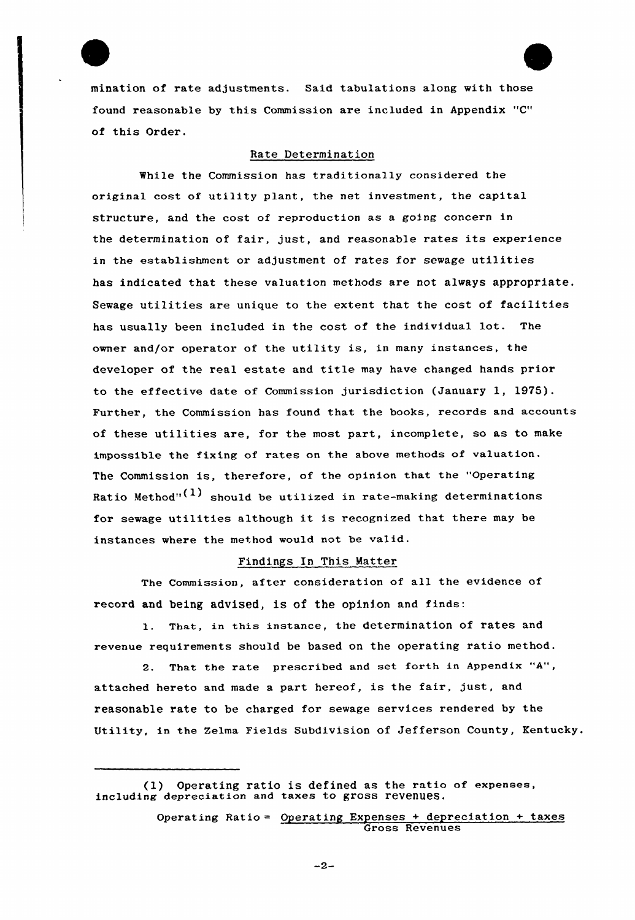mination of rate adjustments. Said tabulations along with those found reasonable by this Commission are included in Appendix "C" of this Order.

## Rate Determination

While the Commission has traditionally considered the original cost of utility plant, the net investment, the capital structure, and the cost of reproduction as a going concern in the determination of fair, just, and reasonable rates its experience in the establishment or adjustment of rates for sewage utilities has indicated that these valuation methods are not always appropriate. Sewage utilities are unique to the extent that the cost of facilities has usually been included in the cost of the individual lot. The owner and/or operator of the utility is, in many instances, the developer of the real estate and title may have changed hands prior to the effective date of Commission jurisdiction (January 1, 1975). Further, the Commission has found that the books, records and accounts of these utilities are, for the most part, incomplete, so as to make impossible the fixing of rates on the above methods of valuation. The Commission is, therefore, of the opinion that the "Operating Ratio Method"[(1)] should be utilized in rate-making determinations for sewage utilities although it is recognized that there may be instances where the method would not be valid.

## Findings In This Matter

The Commission, after consideration of all the evidence of record and being advised, is of the opinion and finds:

1. That, in this instance, the determination of rates and revenue requirements should be based on the operating ratio method.

2. That the rate prescribed and set forth in Appendix "A", attached hereto and made a part hereof, is the fair, just, and reasonable rate to be charged for sewage services rendered by the Utility, in the Zelma Fields Subdivision of Jefferson County, Kentucky.

---

(1) Operating ratio is defined as the ratio of expenses, including depreciation and taxes to gross revenues.

$$\text{Operating Ratio} = \frac{\text{Operating Expenses + depreciation + taxes}}{\text{Gross Revenues}}$$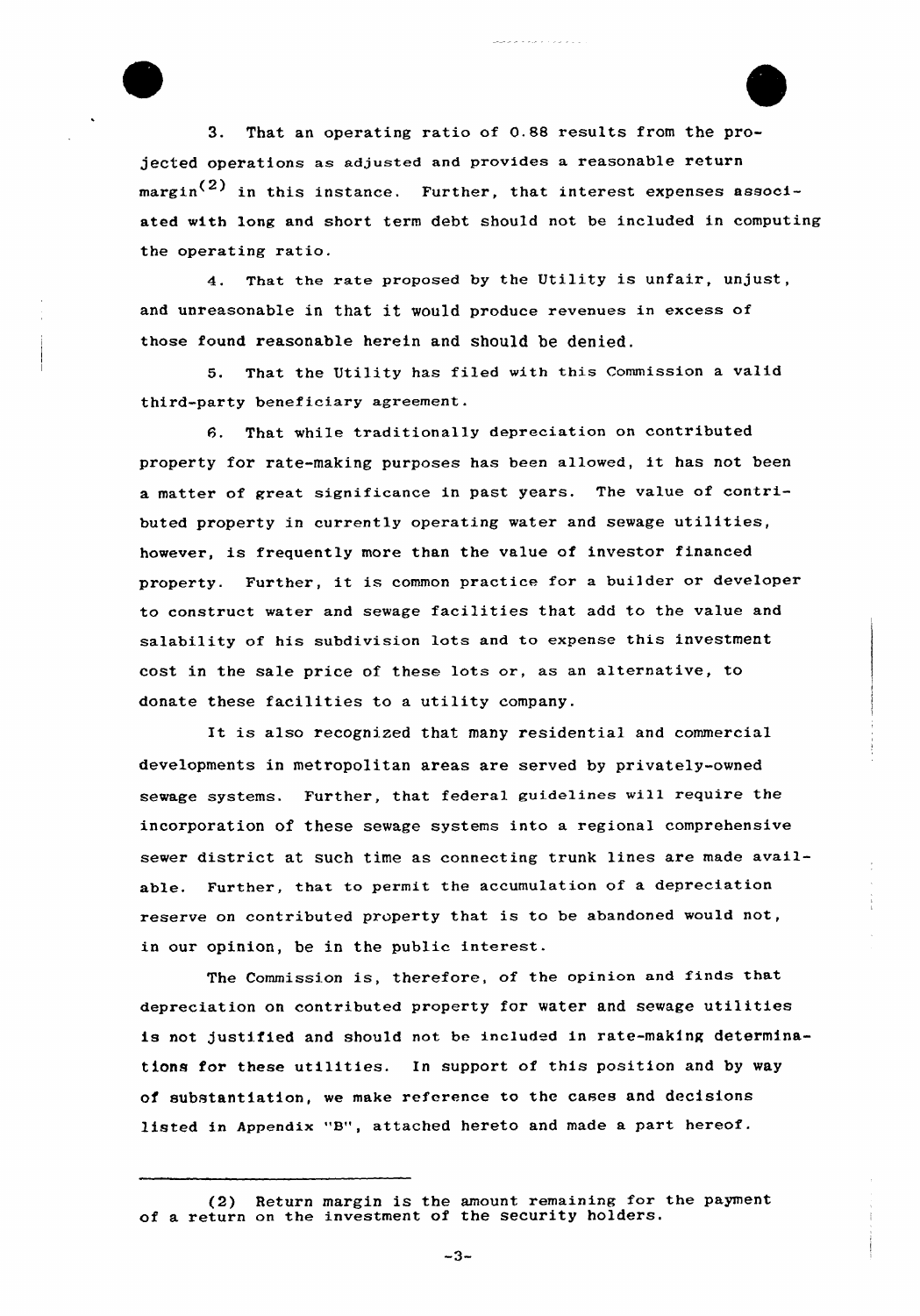3. That an operating ratio of 0.88 results from the projected operations as adjusted and provides a reasonable return margin[2] in this instance. Further, that interest expenses associated with long and short term debt should not be included in computing the operating ratio.

4. That the rate proposed by the Utility is unfair, unjust, and unreasonable in that it would produce revenues in excess of those found reasonable herein and should be denied.

5. That the Utility has filed with this Commission a valid third-party beneficiary agreement.

6. That while traditionally depreciation on contributed property for rate-making purposes has been allowed, it has not been a matter of great significance in past years. The value of contributed property in currently operating water and sewage utilities, however, is frequently more than the value of investor financed property. Further, it is common practice for a builder or developer to construct water and sewage facilities that add to the value and salability of his subdivision lots and to expense this investment cost in the sale price of these lots or, as an alternative, to donate these facilities to a utility company.

It is also recognized that many residential and commercial developments in metropolitan areas are served by privately-owned sewage systems. Further, that federal guidelines will require the incorporation of these sewage systems into a regional comprehensive sewer district at such time as connecting trunk lines are made available. Further, that to permit the accumulation of a depreciation reserve on contributed property that is to be abandoned would not, in our opinion, be in the public interest.

The Commission is, therefore, of the opinion and finds that depreciation on contributed property for water and sewage utilities is not justified and should not be included in rate-making determinations for these utilities. In support of this position and by way of substantiation, we make reference to the cases and decisions listed in Appendix "B", attached hereto and made a part hereof.

---

(2) Return margin is the amount remaining for the payment of a return on the investment of the security holders.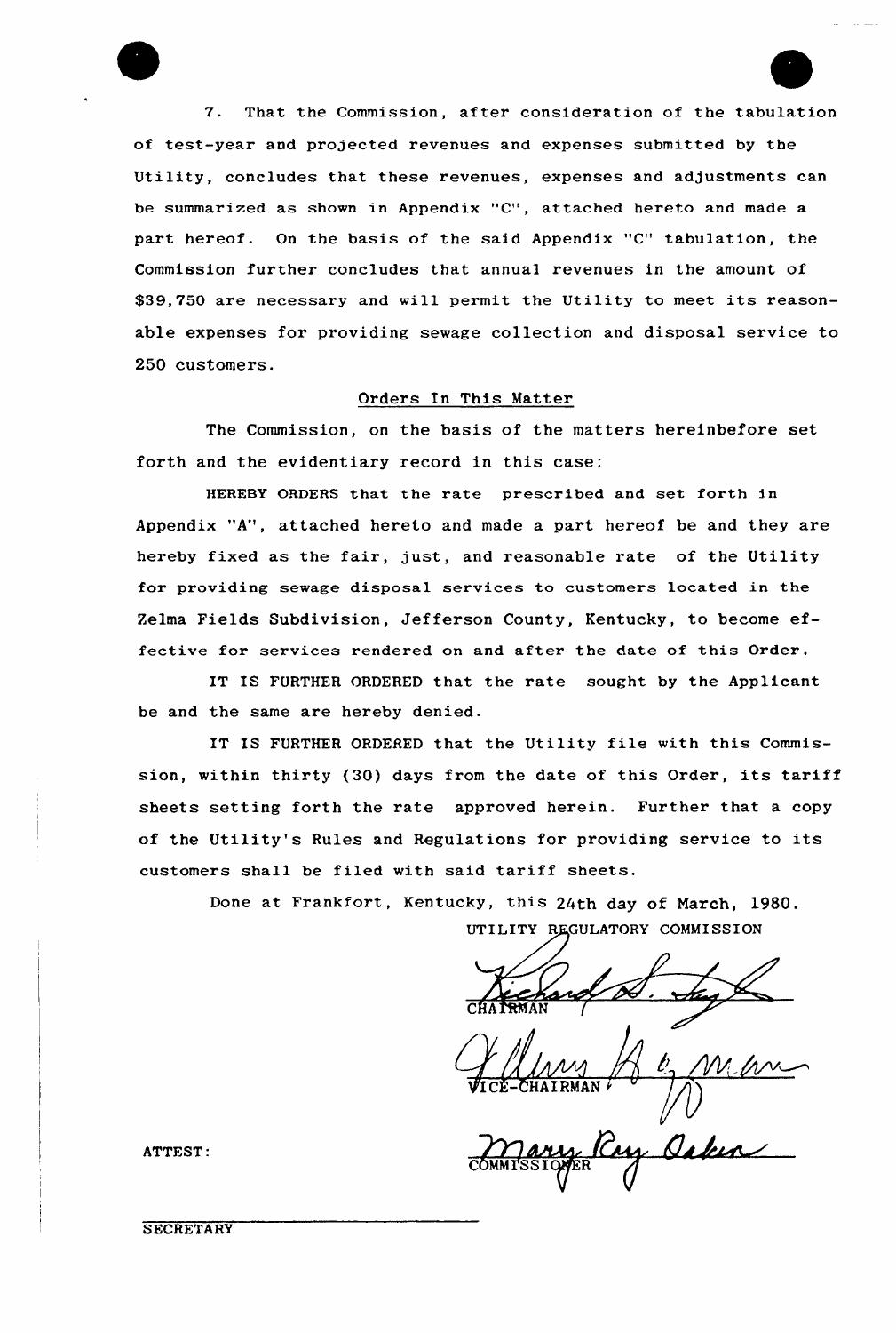7. That the Commission, after consideration of the tabulation of test-year and projected revenues and expenses submitted by the Utility, concludes that these revenues, expenses and adjustments can be summarized as shown in Appendix "C", attached hereto and made a part hereof. On the basis of the said Appendix "C" tabulation, the Commission further concludes that annual revenues in the amount of $39,750 are necessary and will permit the Utility to meet its reasonable expenses for providing sewage collection and disposal service to 250 customers.

## Orders In This Matter

The Commission, on the basis of the matters hereinbefore set forth and the evidentiary record in this case:

HEREBY ORDERS that the rate prescribed and set forth in Appendix "A", attached hereto and made a part hereof be and they are hereby fixed as the fair, just, and reasonable rate of the Utility for providing sewage disposal services to customers located in the Zelma Fields Subdivision, Jefferson County, Kentucky, to become effective for services rendered on and after the date of this Order.

IT IS FURTHER ORDERED that the rate sought by the Applicant be and the same are hereby denied.

IT IS FURTHER ORDERED that the Utility file with this Commission, within thirty (30) days from the date of this Order, its tariff sheets setting forth the rate approved herein. Further that a copy of the Utility's Rules and Regulations for providing service to its customers shall be filed with said tariff sheets.

Done at Frankfort, Kentucky, this 24th day of March, 1980.

UTILITY REGULATORY COMMISSION

Richard D. Heyke
CHAIRMAN

Glenn H. Weaver
VICE-CHAIRMAN

Marlene Ray Oakes
COMMISSIONER

ATTEST:

SECRETARY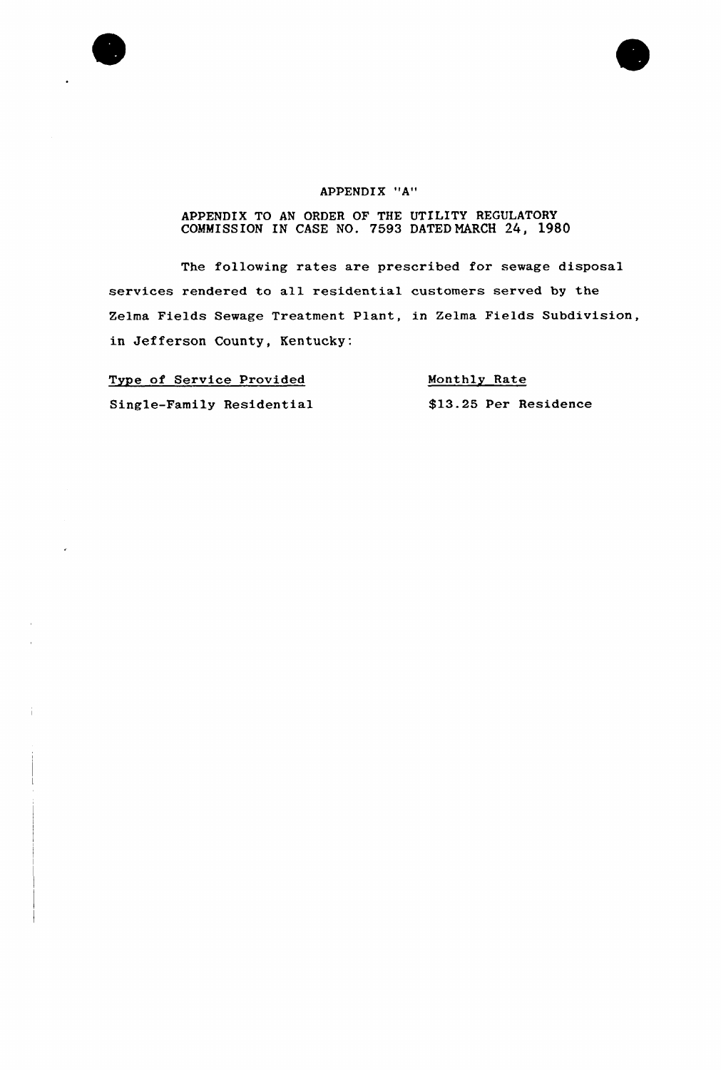# APPENDIX "A"

APPENDIX TO AN ORDER OF THE UTILITY REGULATORY COMMISSION IN CASE NO. 7593 DATED MARCH 24, 1980

The following rates are prescribed for sewage disposal services rendered to all residential customers served by the Zelma Fields Sewage Treatment Plant, in Zelma Fields Subdivision, in Jefferson County, Kentucky:

| Type of Service Provided | Monthly Rate |
| --- | --- |
| Single-Family Residential | $13.25 Per Residence |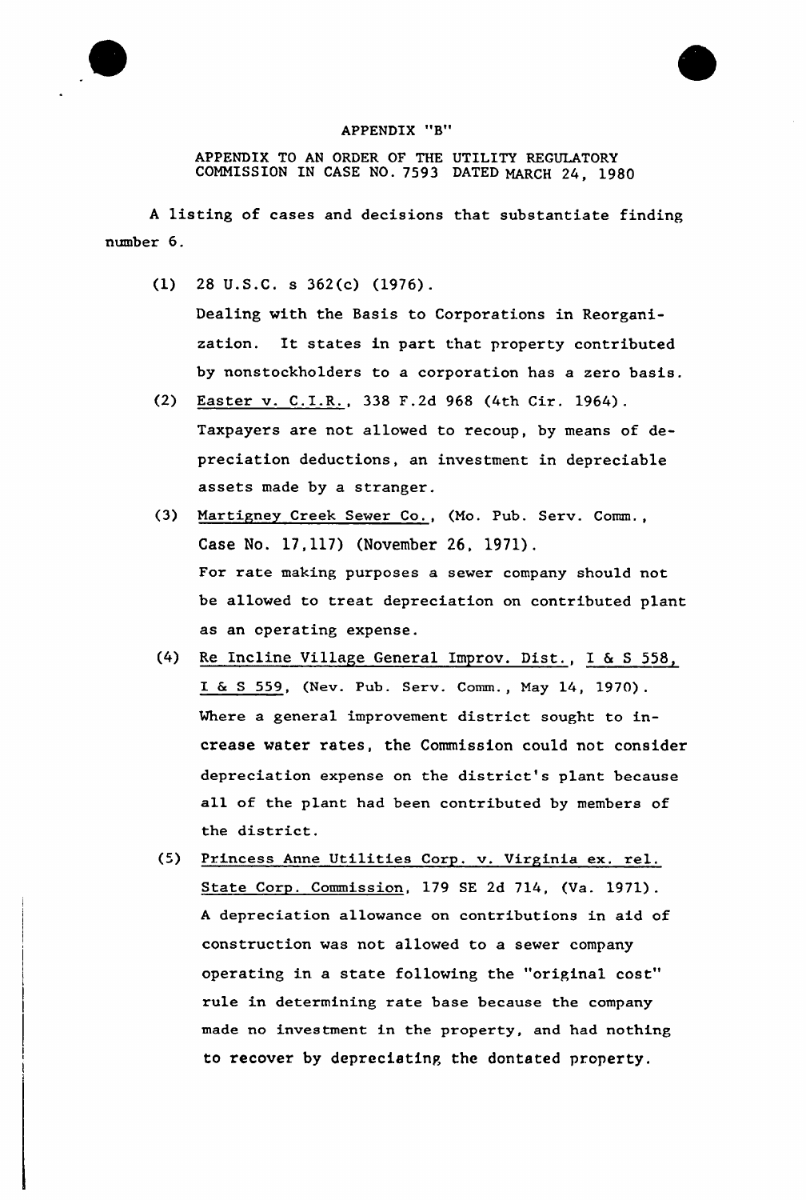APPENDIX "B"

APPENDIX TO AN ORDER OF THE UTILITY REGULATORY COMMISSION IN CASE NO. 7593 DATED MARCH 24, 1980

A listing of cases and decisions that substantiate finding number 6.

(1) 28 U.S.C. s 362(c) (1976).
Dealing with the Basis to Corporations in Reorganization. It states in part that property contributed by nonstockholders to a corporation has a zero basis.

(2) Easter v. C.I.R., 338 F.2d 968 (4th Cir. 1964).
Taxpayers are not allowed to recoup, by means of depreciation deductions, an investment in depreciable assets made by a stranger.

(3) Martigney Creek Sewer Co., (Mo. Pub. Serv. Comm., Case No. 17,117) (November 26, 1971).
For rate making purposes a sewer company should not be allowed to treat depreciation on contributed plant as an operating expense.

(4) Re Incline Village General Improv. Dist., I & S 558, I & S 559, (Nev. Pub. Serv. Comm., May 14, 1970).
Where a general improvement district sought to increase water rates, the Commission could not consider depreciation expense on the district's plant because all of the plant had been contributed by members of the district.

(5) Princess Anne Utilities Corp. v. Virginia ex. rel. State Corp. Commission, 179 SE 2d 714, (Va. 1971).
A depreciation allowance on contributions in aid of construction was not allowed to a sewer company operating in a state following the "original cost" rule in determining rate base because the company made no investment in the property, and had nothing to recover by depreciating the dontated property.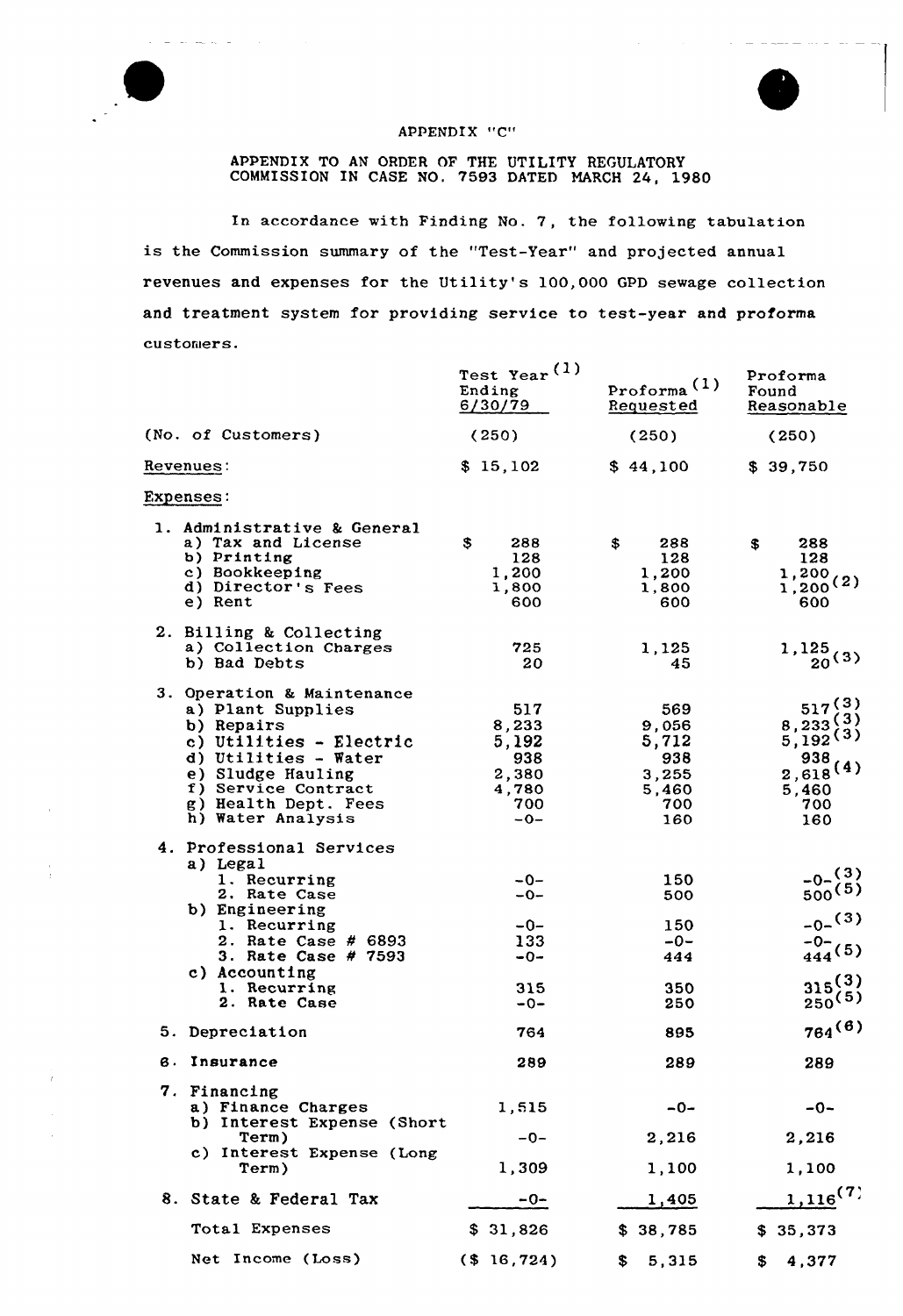APPENDIX "C"

APPENDIX TO AN ORDER OF THE UTILITY REGULATORY COMMISSION IN CASE NO. 7593 DATED MARCH 24, 1980

In accordance with Finding No. 7, the following tabulation is the Commission summary of the "Test-Year" and projected annual revenues and expenses for the Utility's 100,000 GPD sewage collection and treatment system for providing service to test-year and proforma customers.

| | Test Year[1] Ending 6/30/79 | Proforma[1] Requested | Proforma Found Reasonable |
|---|---|---|---|
| (No. of Customers) | (250) | (250) | (250) |
| Revenues: | $ 15,102 | $ 44,100 | $ 39,750 |
| Expenses: | | | |
| 1. Administrative & General | | | |
| a) Tax and License | $ 288 | $ 288 | $ 288 |
| b) Printing | 128 | 128 | 128 |
| c) Bookkeeping | 1,200 | 1,200 | 1,200 |
| d) Director's Fees | 1,800 | 1,800 | 1,200[2] |
| e) Rent | 600 | 600 | 600 |
| 2. Billing & Collecting | | | |
| a) Collection Charges | 725 | 1,125 | 1,125 |
| b) Bad Debts | 20 | 45 | 20[3] |
| 3. Operation & Maintenance | | | |
| a) Plant Supplies | 517 | 569 | 517[3] |
| b) Repairs | 8,233 | 9,056 | 8,233[3] |
| c) Utilities - Electric | 5,192 | 5,712 | 5,192[3] |
| d) Utilities - Water | 938 | 938 | 938 |
| e) Sludge Hauling | 2,380 | 3,255 | 2,618[4] |
| f) Service Contract | 4,780 | 5,460 | 5,460 |
| g) Health Dept. Fees | 700 | 700 | 700 |
| h) Water Analysis | -0- | 160 | 160 |
| 4. Professional Services | | | |
| a) Legal | | | |
| 1. Recurring | -0- | 150 | -0-[3] |
| 2. Rate Case | -0- | 500 | 500[5] |
| b) Engineering | | | |
| 1. Recurring | -0- | 150 | -0-[3] |
| 2. Rate Case # 6893 | 133 | -0- | -0- |
| 3. Rate Case # 7593 | -0- | 444 | 444[5] |
| c) Accounting | | | |
| 1. Recurring | 315 | 350 | 315[3] |
| 2. Rate Case | -0- | 250 | 250[5] |
| 5. Depreciation | 764 | 895 | 764[6] |
| 6. Insurance | 289 | 289 | 289 |
| 7. Financing | | | |
| a) Finance Charges | 1,515 | -0- | -0- |
| b) Interest Expense (Short Term) | -0- | 2,216 | 2,216 |
| c) Interest Expense (Long Term) | 1,309 | 1,100 | 1,100 |
| 8. State & Federal Tax | -0- | 1,405 | 1,116[7] |
| Total Expenses | $ 31,826 | $ 38,785 | $ 35,373 |
| Net Income (Loss) | ($ 16,724) | $ 5,315 | $ 4,377 |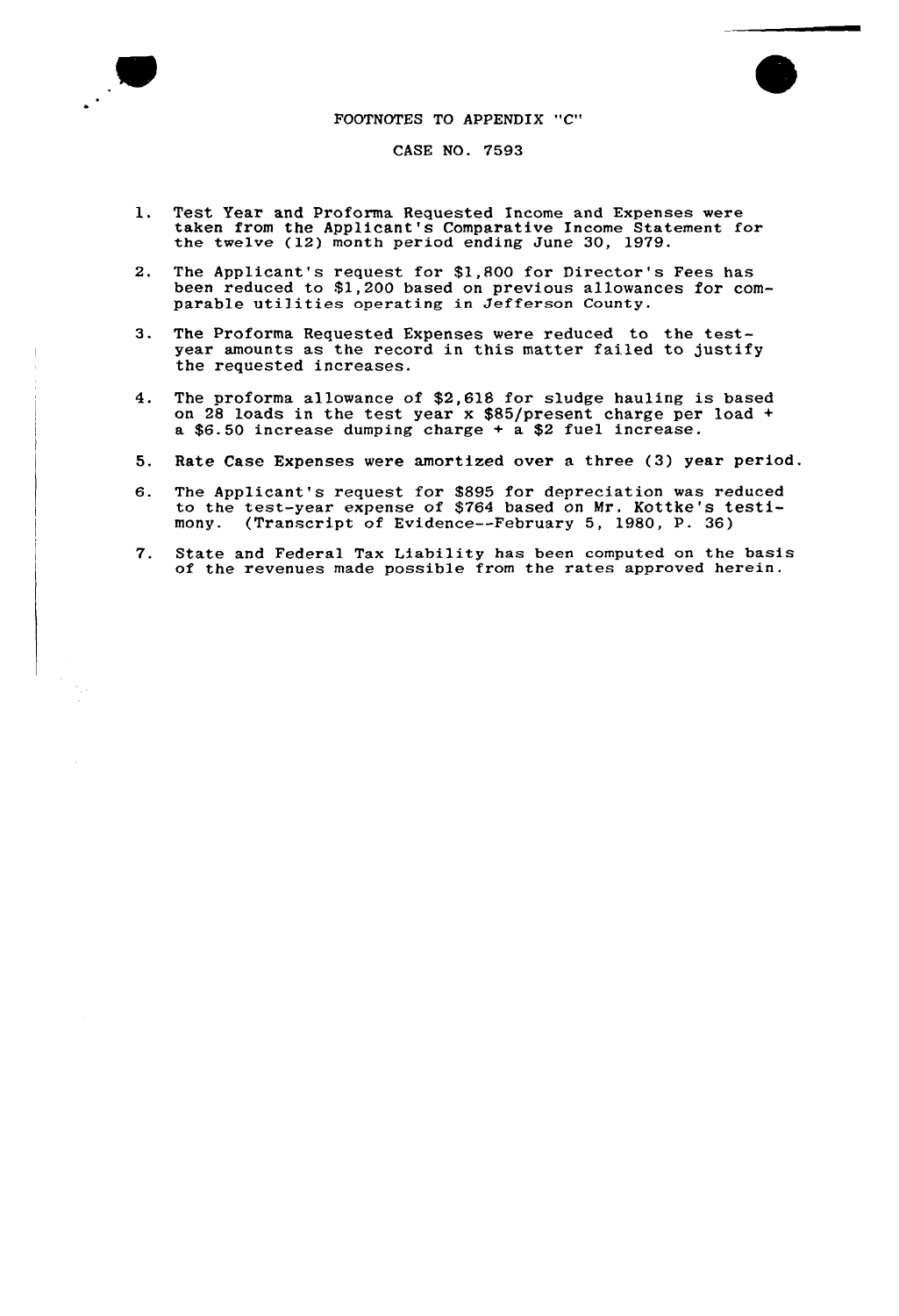FOOTNOTES TO APPENDIX "C"

CASE NO. 7593

1. Test Year and Proforma Requested Income and Expenses were taken from the Applicant's Comparative Income Statement for the twelve (12) month period ending June 30, 1979.
2. The Applicant's request for $1,800 for Director's Fees has been reduced to $1,200 based on previous allowances for comparable utilities operating in Jefferson County.
3. The Proforma Requested Expenses were reduced to the test-year amounts as the record in this matter failed to justify the requested increases.
4. The proforma allowance of $2,618 for sludge hauling is based on 28 loads in the test year x $85/present charge per load + a $6.50 increase dumping charge + a $2 fuel increase.
5. Rate Case Expenses were amortized over a three (3) year period.
6. The Applicant's request for $895 for depreciation was reduced to the test-year expense of $764 based on Mr. Kottke's testimony. (Transcript of Evidence--February 5, 1980, P. 36)
7. State and Federal Tax Liability has been computed on the basis of the revenues made possible from the rates approved herein.